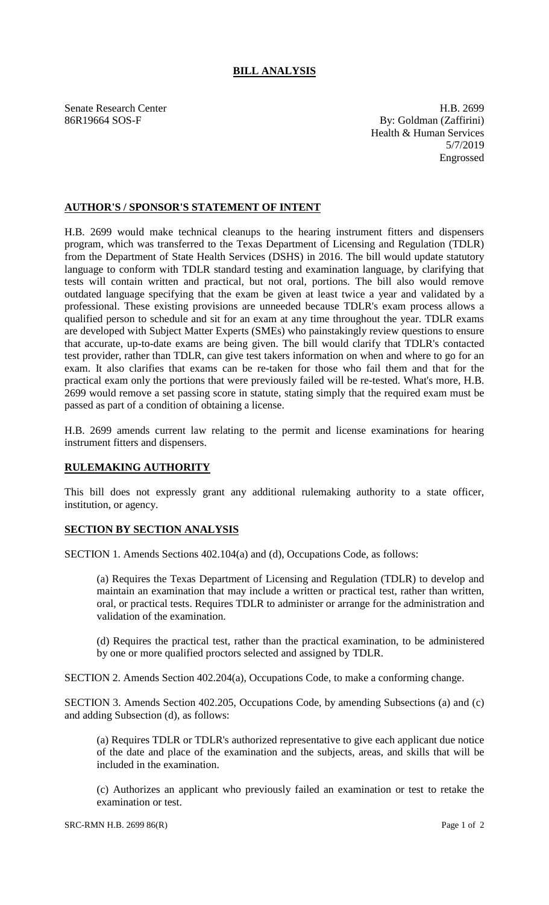# BILL ANALYSIS

Senate Research Center
86R19664 SOS-F

H.B. 2699
By: Goldman (Zaffirini)
Health & Human Services
5/7/2019
Engrossed

## AUTHOR'S / SPONSOR'S STATEMENT OF INTENT

H.B. 2699 would make technical cleanups to the hearing instrument fitters and dispensers program, which was transferred to the Texas Department of Licensing and Regulation (TDLR) from the Department of State Health Services (DSHS) in 2016. The bill would update statutory language to conform with TDLR standard testing and examination language, by clarifying that tests will contain written and practical, but not oral, portions. The bill also would remove outdated language specifying that the exam be given at least twice a year and validated by a professional. These existing provisions are unneeded because TDLR's exam process allows a qualified person to schedule and sit for an exam at any time throughout the year. TDLR exams are developed with Subject Matter Experts (SMEs) who painstakingly review questions to ensure that accurate, up-to-date exams are being given. The bill would clarify that TDLR's contacted test provider, rather than TDLR, can give test takers information on when and where to go for an exam. It also clarifies that exams can be re-taken for those who fail them and that for the practical exam only the portions that were previously failed will be re-tested. What's more, H.B. 2699 would remove a set passing score in statute, stating simply that the required exam must be passed as part of a condition of obtaining a license.

H.B. 2699 amends current law relating to the permit and license examinations for hearing instrument fitters and dispensers.

## RULEMAKING AUTHORITY

This bill does not expressly grant any additional rulemaking authority to a state officer, institution, or agency.

## SECTION BY SECTION ANALYSIS

SECTION 1. Amends Sections 402.104(a) and (d), Occupations Code, as follows:

(a) Requires the Texas Department of Licensing and Regulation (TDLR) to develop and maintain an examination that may include a written or practical test, rather than written, oral, or practical tests. Requires TDLR to administer or arrange for the administration and validation of the examination.

(d) Requires the practical test, rather than the practical examination, to be administered by one or more qualified proctors selected and assigned by TDLR.

SECTION 2. Amends Section 402.204(a), Occupations Code, to make a conforming change.

SECTION 3. Amends Section 402.205, Occupations Code, by amending Subsections (a) and (c) and adding Subsection (d), as follows:

(a) Requires TDLR or TDLR's authorized representative to give each applicant due notice of the date and place of the examination and the subjects, areas, and skills that will be included in the examination.

(c) Authorizes an applicant who previously failed an examination or test to retake the examination or test.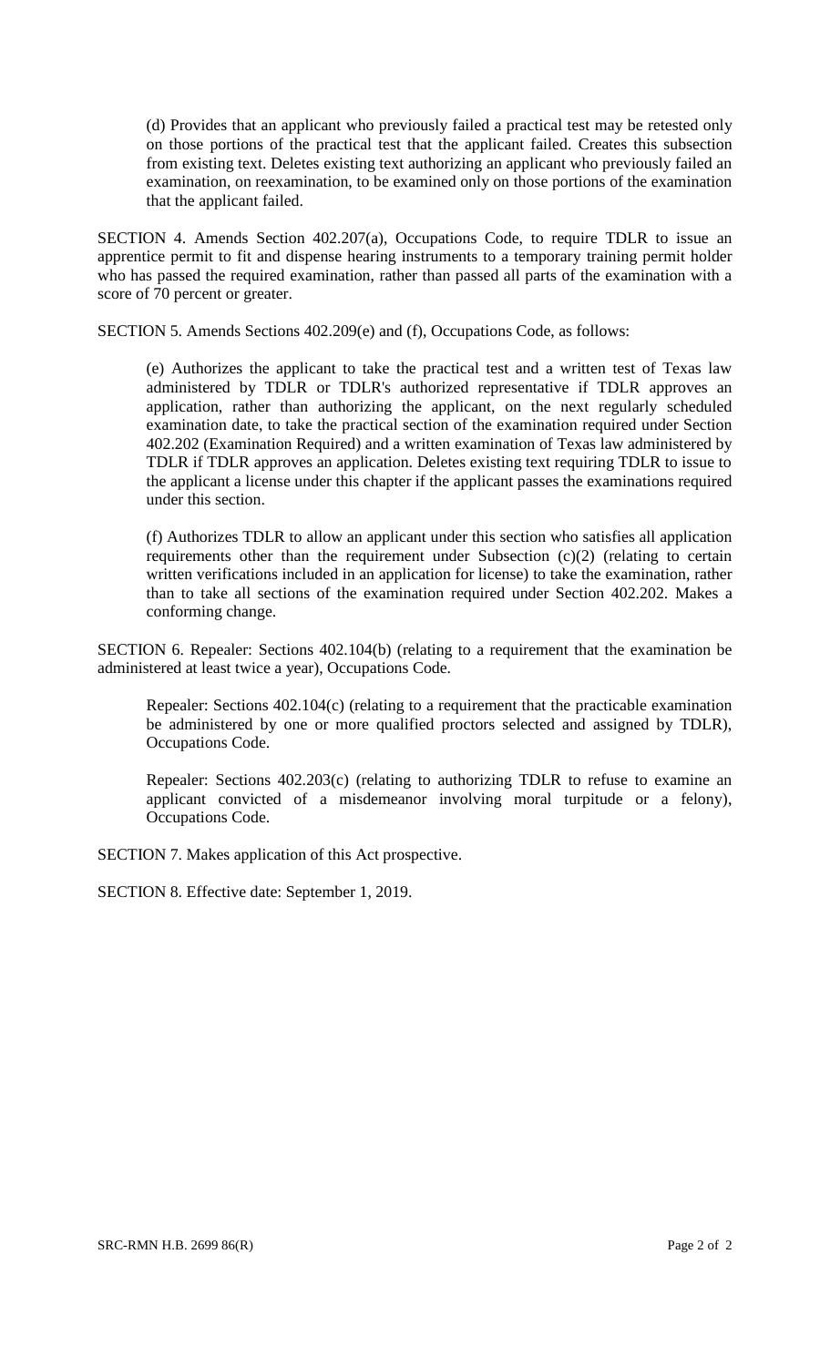(d) Provides that an applicant who previously failed a practical test may be retested only on those portions of the practical test that the applicant failed. Creates this subsection from existing text. Deletes existing text authorizing an applicant who previously failed an examination, on reexamination, to be examined only on those portions of the examination that the applicant failed.

SECTION 4. Amends Section 402.207(a), Occupations Code, to require TDLR to issue an apprentice permit to fit and dispense hearing instruments to a temporary training permit holder who has passed the required examination, rather than passed all parts of the examination with a score of 70 percent or greater.

SECTION 5. Amends Sections 402.209(e) and (f), Occupations Code, as follows:

(e) Authorizes the applicant to take the practical test and a written test of Texas law administered by TDLR or TDLR's authorized representative if TDLR approves an application, rather than authorizing the applicant, on the next regularly scheduled examination date, to take the practical section of the examination required under Section 402.202 (Examination Required) and a written examination of Texas law administered by TDLR if TDLR approves an application. Deletes existing text requiring TDLR to issue to the applicant a license under this chapter if the applicant passes the examinations required under this section.

(f) Authorizes TDLR to allow an applicant under this section who satisfies all application requirements other than the requirement under Subsection (c)(2) (relating to certain written verifications included in an application for license) to take the examination, rather than to take all sections of the examination required under Section 402.202. Makes a conforming change.

SECTION 6. Repealer: Sections 402.104(b) (relating to a requirement that the examination be administered at least twice a year), Occupations Code.

Repealer: Sections 402.104(c) (relating to a requirement that the practicable examination be administered by one or more qualified proctors selected and assigned by TDLR), Occupations Code.

Repealer: Sections 402.203(c) (relating to authorizing TDLR to refuse to examine an applicant convicted of a misdemeanor involving moral turpitude or a felony), Occupations Code.

SECTION 7. Makes application of this Act prospective.

SECTION 8. Effective date: September 1, 2019.